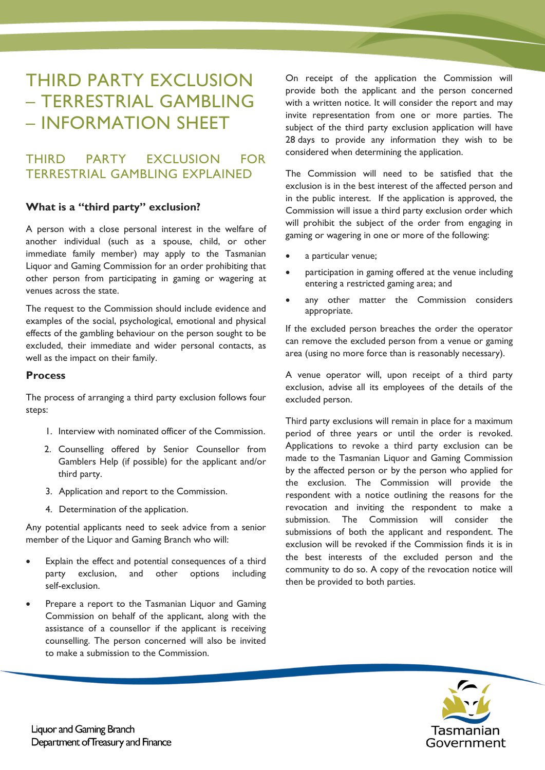# THIRD PARTY EXCLUSION – TERRESTRIAL GAMBLING – INFORMATION SHEET

## THIRD PARTY EXCLUSION FOR TERRESTRIAL GAMBLING EXPLAINED

### What is a "third party" exclusion?

A person with a close personal interest in the welfare of another individual (such as a spouse, child, or other immediate family member) may apply to the Tasmanian Liquor and Gaming Commission for an order prohibiting that other person from participating in gaming or wagering at venues across the state.

The request to the Commission should include evidence and examples of the social, psychological, emotional and physical effects of the gambling behaviour on the person sought to be excluded, their immediate and wider personal contacts, as well as the impact on their family.

### Process

The process of arranging a third party exclusion follows four steps:

1. Interview with nominated officer of the Commission.
2. Counselling offered by Senior Counsellor from Gamblers Help (if possible) for the applicant and/or third party.
3. Application and report to the Commission.
4. Determination of the application.

Any potential applicants need to seek advice from a senior member of the Liquor and Gaming Branch who will:

- Explain the effect and potential consequences of a third party exclusion, and other options including self-exclusion.
- Prepare a report to the Tasmanian Liquor and Gaming Commission on behalf of the applicant, along with the assistance of a counsellor if the applicant is receiving counselling. The person concerned will also be invited to make a submission to the Commission.

On receipt of the application the Commission will provide both the applicant and the person concerned with a written notice. It will consider the report and may invite representation from one or more parties. The subject of the third party exclusion application will have 28 days to provide any information they wish to be considered when determining the application.

The Commission will need to be satisfied that the exclusion is in the best interest of the affected person and in the public interest. If the application is approved, the Commission will issue a third party exclusion order which will prohibit the subject of the order from engaging in gaming or wagering in one or more of the following:

- a particular venue;
- participation in gaming offered at the venue including entering a restricted gaming area; and
- any other matter the Commission considers appropriate.

If the excluded person breaches the order the operator can remove the excluded person from a venue or gaming area (using no more force than is reasonably necessary).

A venue operator will, upon receipt of a third party exclusion, advise all its employees of the details of the excluded person.

Third party exclusions will remain in place for a maximum period of three years or until the order is revoked. Applications to revoke a third party exclusion can be made to the Tasmanian Liquor and Gaming Commission by the affected person or by the person who applied for the exclusion. The Commission will provide the respondent with a notice outlining the reasons for the revocation and inviting the respondent to make a submission. The Commission will consider the submissions of both the applicant and respondent. The exclusion will be revoked if the Commission finds it is in the best interests of the excluded person and the community to do so. A copy of the revocation notice will then be provided to both parties.

Liquor and Gaming Branch
Department of Treasury and Finance

Tasmanian Government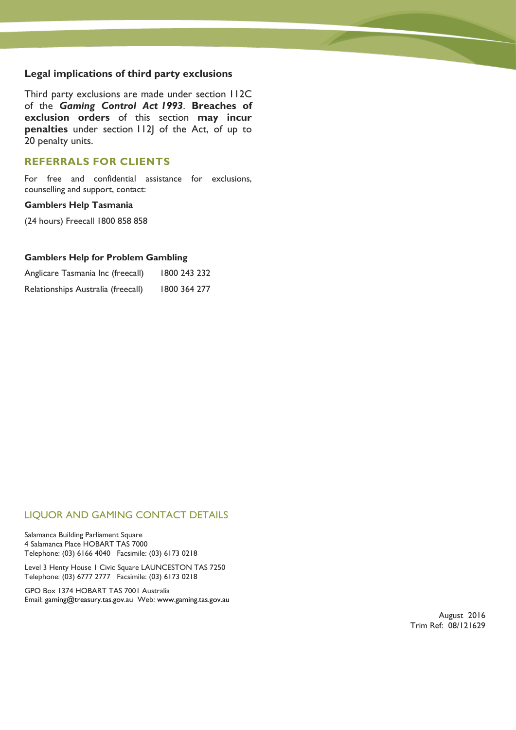### Legal implications of third party exclusions

Third party exclusions are made under section 112C of the ***Gaming Control Act 1993***. **Breaches of exclusion orders** of this section **may incur penalties** under section 112J of the Act, of up to 20 penalty units.

## REFERRALS FOR CLIENTS

For free and confidential assistance for exclusions, counselling and support, contact:

**Gamblers Help Tasmania**

(24 hours) Freecall 1800 858 858

**Gamblers Help for Problem Gambling**

| | |
|---|---|
| Anglicare Tasmania Inc (freecall) | 1800 243 232 |
| Relationships Australia (freecall) | 1800 364 277 |

## LIQUOR AND GAMING CONTACT DETAILS

Salamanca Building Parliament Square
4 Salamanca Place HOBART TAS 7000
Telephone: (03) 6166 4040 Facsimile: (03) 6173 0218

Level 3 Henty House 1 Civic Square LAUNCESTON TAS 7250
Telephone: (03) 6777 2777 Facsimile: (03) 6173 0218

GPO Box 1374 HOBART TAS 7001 Australia
Email: gaming@treasury.tas.gov.au Web: www.gaming.tas.gov.au

August 2016
Trim Ref: 08/121629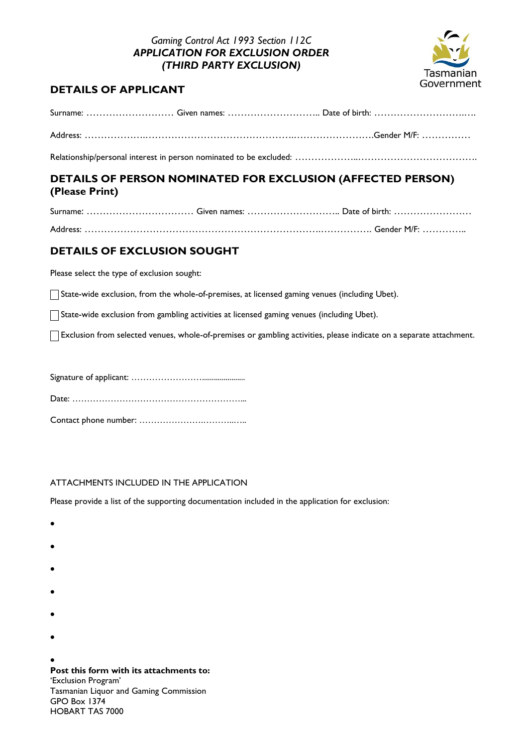*Gaming Control Act 1993 Section 112C*

***APPLICATION FOR EXCLUSION ORDER***

***(THIRD PARTY EXCLUSION)***

Tasmanian Government

## DETAILS OF APPLICANT

Surname: ……………………… Given names: ……………………….. Date of birth: ……………………….….

Address: ……………….………………………………………..…………………….Gender M/F: ……………

Relationship/personal interest in person nominated to be excluded: ………………..……………………………….

## DETAILS OF PERSON NOMINATED FOR EXCLUSION (AFFECTED PERSON) (Please Print)

Surname: …………………………… Given names: ……………………….. Date of birth: ……………………

Address: ……………………………………………………………….……………. Gender M/F: …………..

## DETAILS OF EXCLUSION SOUGHT

Please select the type of exclusion sought:

☐ State-wide exclusion, from the whole-of-premises, at licensed gaming venues (including Ubet).

☐ State-wide exclusion from gambling activities at licensed gaming venues (including Ubet).

☐ Exclusion from selected venues, whole-of-premises or gambling activities, please indicate on a separate attachment.

Signature of applicant: ……………………....................

Date: …………………………………………………...

Contact phone number: ………………….……….…..

ATTACHMENTS INCLUDED IN THE APPLICATION

Please provide a list of the supporting documentation included in the application for exclusion:

- 
- 
- 
- 
- 
- 
- 

**Post this form with its attachments to:**
'Exclusion Program'
Tasmanian Liquor and Gaming Commission
GPO Box 1374
HOBART TAS 7000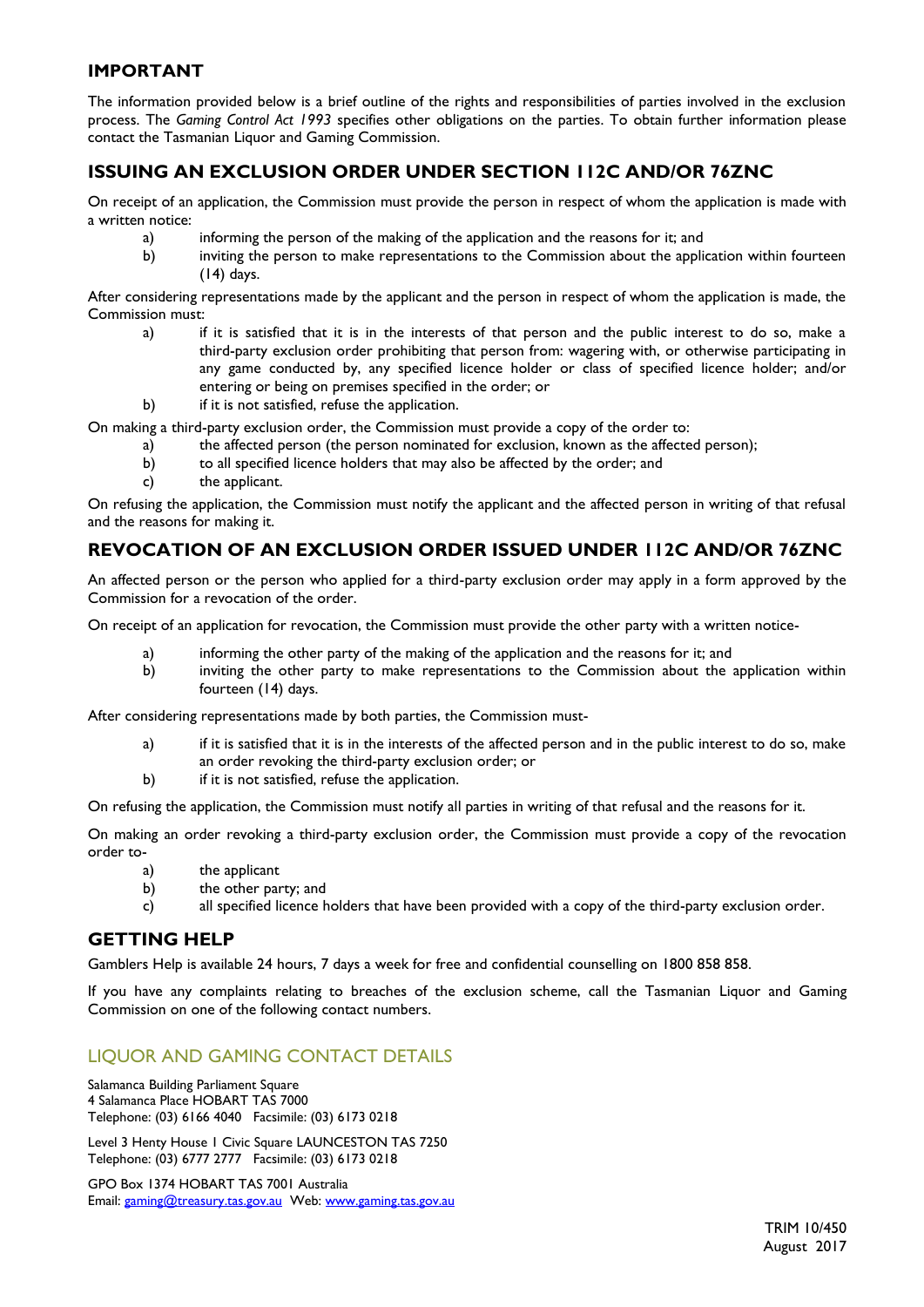## IMPORTANT

The information provided below is a brief outline of the rights and responsibilities of parties involved in the exclusion process. The *Gaming Control Act 1993* specifies other obligations on the parties. To obtain further information please contact the Tasmanian Liquor and Gaming Commission.

## ISSUING AN EXCLUSION ORDER UNDER SECTION 112C AND/OR 76ZNC

On receipt of an application, the Commission must provide the person in respect of whom the application is made with a written notice:

a) informing the person of the making of the application and the reasons for it; and
b) inviting the person to make representations to the Commission about the application within fourteen (14) days.

After considering representations made by the applicant and the person in respect of whom the application is made, the Commission must:

a) if it is satisfied that it is in the interests of that person and the public interest to do so, make a third-party exclusion order prohibiting that person from: wagering with, or otherwise participating in any game conducted by, any specified licence holder or class of specified licence holder; and/or entering or being on premises specified in the order; or
b) if it is not satisfied, refuse the application.

On making a third-party exclusion order, the Commission must provide a copy of the order to:

a) the affected person (the person nominated for exclusion, known as the affected person);
b) to all specified licence holders that may also be affected by the order; and
c) the applicant.

On refusing the application, the Commission must notify the applicant and the affected person in writing of that refusal and the reasons for making it.

## REVOCATION OF AN EXCLUSION ORDER ISSUED UNDER 112C AND/OR 76ZNC

An affected person or the person who applied for a third-party exclusion order may apply in a form approved by the Commission for a revocation of the order.

On receipt of an application for revocation, the Commission must provide the other party with a written notice-

a) informing the other party of the making of the application and the reasons for it; and
b) inviting the other party to make representations to the Commission about the application within fourteen (14) days.

After considering representations made by both parties, the Commission must-

a) if it is satisfied that it is in the interests of the affected person and in the public interest to do so, make an order revoking the third-party exclusion order; or
b) if it is not satisfied, refuse the application.

On refusing the application, the Commission must notify all parties in writing of that refusal and the reasons for it.

On making an order revoking a third-party exclusion order, the Commission must provide a copy of the revocation order to-

a) the applicant
b) the other party; and
c) all specified licence holders that have been provided with a copy of the third-party exclusion order.

## GETTING HELP

Gamblers Help is available 24 hours, 7 days a week for free and confidential counselling on 1800 858 858.

If you have any complaints relating to breaches of the exclusion scheme, call the Tasmanian Liquor and Gaming Commission on one of the following contact numbers.

### LIQUOR AND GAMING CONTACT DETAILS

Salamanca Building Parliament Square
4 Salamanca Place HOBART TAS 7000
Telephone: (03) 6166 4040 Facsimile: (03) 6173 0218

Level 3 Henty House 1 Civic Square LAUNCESTON TAS 7250
Telephone: (03) 6777 2777 Facsimile: (03) 6173 0218

GPO Box 1374 HOBART TAS 7001 Australia
Email: gaming@treasury.tas.gov.au Web: www.gaming.tas.gov.au

TRIM 10/450
August 2017